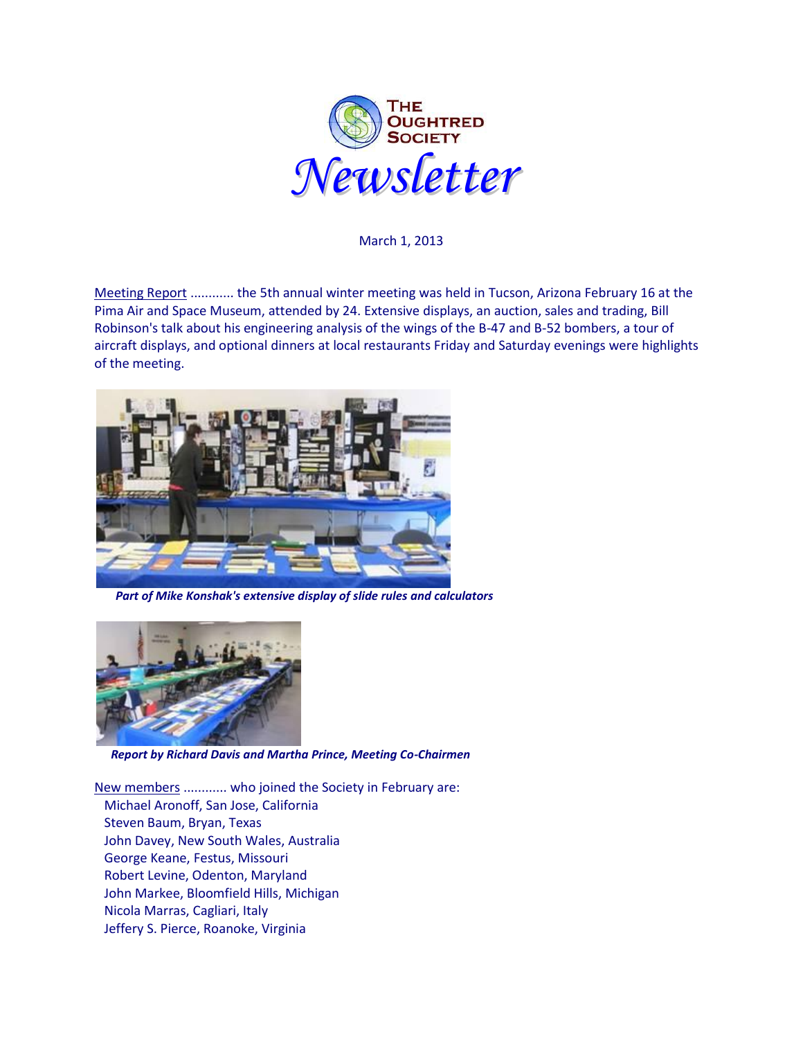# THE OUGHTRED SOCIETY Newsletter

March 1, 2013

Meeting Report ........... the 5th annual winter meeting was held in Tucson, Arizona February 16 at the Pima Air and Space Museum, attended by 24. Extensive displays, an auction, sales and trading, Bill Robinson's talk about his engineering analysis of the wings of the B-47 and B-52 bombers, a tour of aircraft displays, and optional dinners at local restaurants Friday and Saturday evenings were highlights of the meeting.

***Part of Mike Konshak's extensive display of slide rules and calculators***

***Report by Richard Davis and Martha Prince, Meeting Co-Chairmen***

New members ........... who joined the Society in February are:

Michael Aronoff, San Jose, California
Steven Baum, Bryan, Texas
John Davey, New South Wales, Australia
George Keane, Festus, Missouri
Robert Levine, Odenton, Maryland
John Markee, Bloomfield Hills, Michigan
Nicola Marras, Cagliari, Italy
Jeffery S. Pierce, Roanoke, Virginia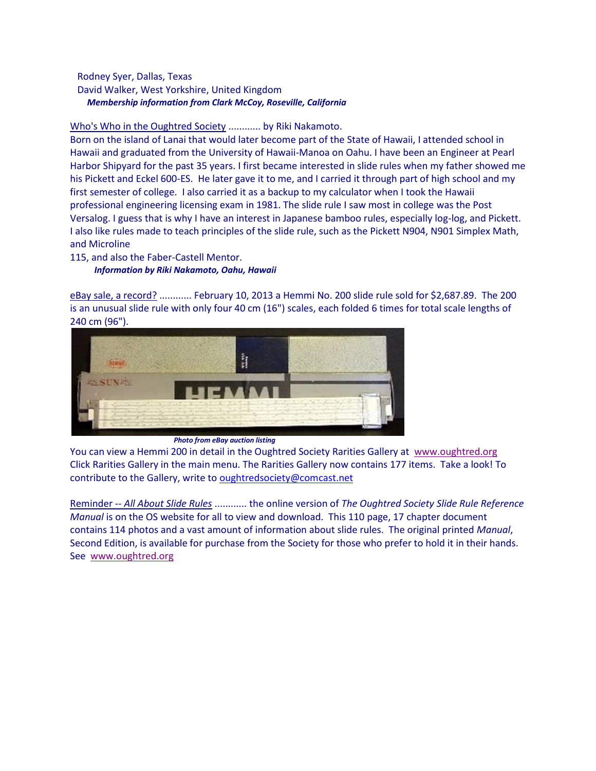Rodney Syer, Dallas, Texas
David Walker, West Yorkshire, United Kingdom
***Membership information from Clark McCoy, Roseville, California***

Who's Who in the Oughtred Society ............ by Riki Nakamoto.
Born on the island of Lanai that would later become part of the State of Hawaii, I attended school in Hawaii and graduated from the University of Hawaii-Manoa on Oahu. I have been an Engineer at Pearl Harbor Shipyard for the past 35 years. I first became interested in slide rules when my father showed me his Pickett and Eckel 600-ES. He later gave it to me, and I carried it through part of high school and my first semester of college. I also carried it as a backup to my calculator when I took the Hawaii professional engineering licensing exam in 1981. The slide rule I saw most in college was the Post Versalog. I guess that is why I have an interest in Japanese bamboo rules, especially log-log, and Pickett. I also like rules made to teach principles of the slide rule, such as the Pickett N904, N901 Simplex Math, and Microline
115, and also the Faber-Castell Mentor.
***Information by Riki Nakamoto, Oahu, Hawaii***

eBay sale, a record? ........... February 10, 2013 a Hemmi No. 200 slide rule sold for $2,687.89. The 200 is an unusual slide rule with only four 40 cm (16") scales, each folded 6 times for total scale lengths of 240 cm (96").

***Photo from eBay auction listing***

You can view a Hemmi 200 in detail in the Oughtred Society Rarities Gallery at www.oughtred.org Click Rarities Gallery in the main menu. The Rarities Gallery now contains 177 items. Take a look! To contribute to the Gallery, write to oughtredsociety@comcast.net

Reminder -- *All About Slide Rules* ........... the online version of *The Oughtred Society Slide Rule Reference Manual* is on the OS website for all to view and download. This 110 page, 17 chapter document contains 114 photos and a vast amount of information about slide rules. The original printed *Manual*, Second Edition, is available for purchase from the Society for those who prefer to hold it in their hands. See www.oughtred.org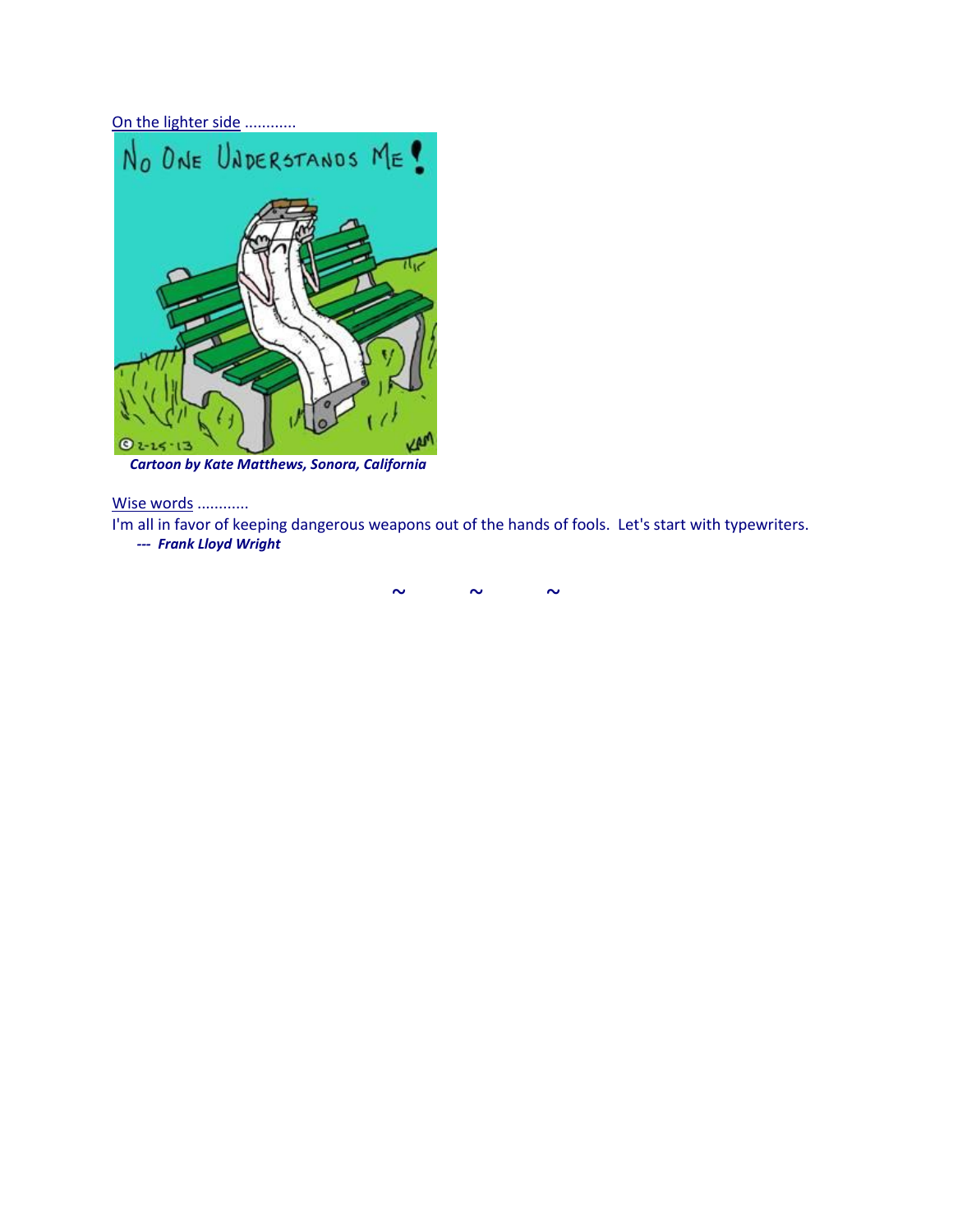On the lighter side ............

Cartoon by Kate Matthews, Sonora, California

Wise words ............

I'm all in favor of keeping dangerous weapons out of the hands of fools. Let's start with typewriters.

*--- **Frank Lloyd Wright***

~ ~ ~